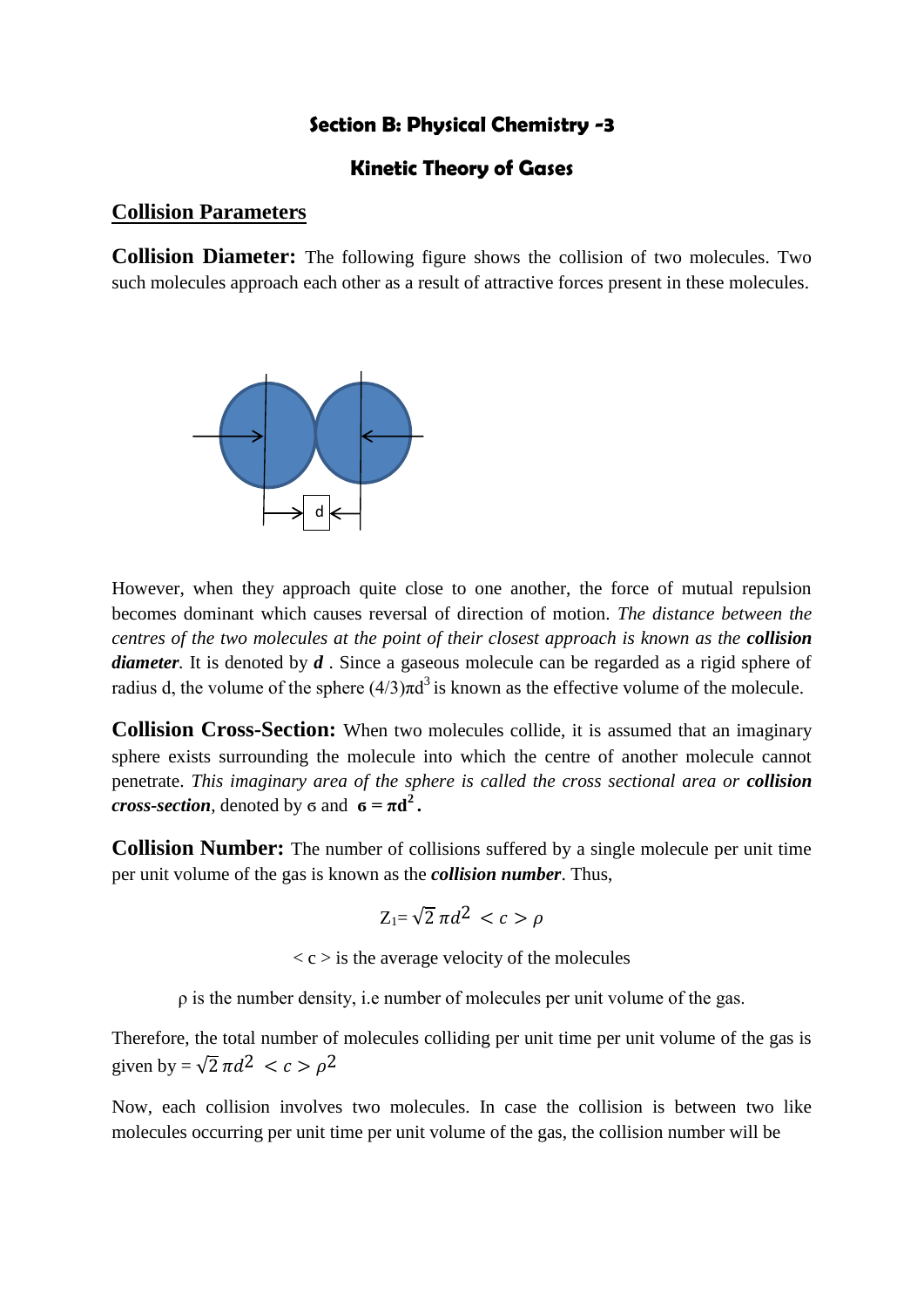### Section B: Physical Chemistry -3

### Kinetic Theory of Gases

## Collision Parameters

**Collision Diameter:** The following figure shows the collision of two molecules. Two such molecules approach each other as a result of attractive forces present in these molecules.

However, when they approach quite close to one another, the force of mutual repulsion becomes dominant which causes reversal of direction of motion. *The distance between the centres of the two molecules at the point of their closest approach is known as the **collision diameter**.* It is denoted by ***d*** . Since a gaseous molecule can be regarded as a rigid sphere of radius d, the volume of the sphere $(4/3)\pi d^3$ is known as the effective volume of the molecule.

**Collision Cross-Section:** When two molecules collide, it is assumed that an imaginary sphere exists surrounding the molecule into which the centre of another molecule cannot penetrate. *This imaginary area of the sphere is called the cross sectional area or **collision cross-section***, denoted by σ and $\boldsymbol{\sigma = \pi d^2}$**.**

**Collision Number:** The number of collisions suffered by a single molecule per unit time per unit volume of the gas is known as the ***collision number***. Thus,

$$Z_1 = \sqrt{2}\,\pi d^2 < c > \rho$$

< c > is the average velocity of the molecules

ρ is the number density, i.e number of molecules per unit volume of the gas.

Therefore, the total number of molecules colliding per unit time per unit volume of the gas is given by = $\sqrt{2}\,\pi d^2 < c > \rho^2$

Now, each collision involves two molecules. In case the collision is between two like molecules occurring per unit time per unit volume of the gas, the collision number will be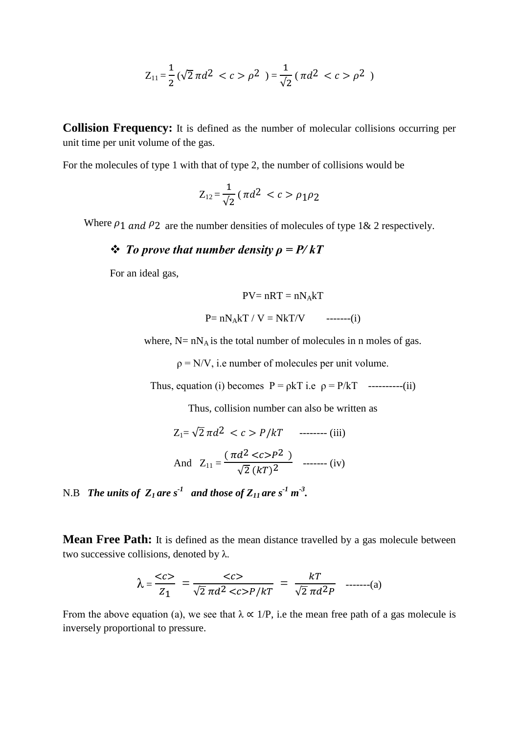$$Z_{11} = \frac{1}{2}(\sqrt{2}\,\pi d^2 < c > \rho^2\ ) = \frac{1}{\sqrt{2}}(\,\pi d^2 < c > \rho^2\ )$$

**Collision Frequency:** It is defined as the number of molecular collisions occurring per unit time per unit volume of the gas.

For the molecules of type 1 with that of type 2, the number of collisions would be

$$Z_{12} = \frac{1}{\sqrt{2}}(\,\pi d^2 < c > \rho_1 \rho_2$$

Where $\rho_1$ *and* $\rho_2$ are the number densities of molecules of type 1& 2 respectively.

- ***To prove that number density ρ = P/ kT***

For an ideal gas,

$$PV = nRT = nN_A kT$$

$$P = nN_A kT \,/\, V = NkT/V \quad \text{-------(i)}$$

where, $N = nN_A$ is the total number of molecules in n moles of gas.

$\rho = N/V$, i.e number of molecules per unit volume.

Thus, equation (i) becomes $P = \rho kT$ i.e $\rho = P/kT$ ----------(ii)

Thus, collision number can also be written as

$$Z_1 = \sqrt{2}\,\pi d^2 < c > P/kT \quad \text{-------- (iii)}$$

$$\text{And} \quad Z_{11} = \frac{(\,\pi d^2 <c> P^2\ )}{\sqrt{2}\,(kT)^2} \quad \text{------- (iv)}$$

N.B ***The units of $Z_1$ are $s^{-1}$ and those of $Z_{11}$ are $s^{-1}\ m^{-3}$.***

**Mean Free Path:** It is defined as the mean distance travelled by a gas molecule between two successive collisions, denoted by λ.

$$\lambda = \frac{<c>}{Z_1} = \frac{<c>}{\sqrt{2}\,\pi d^2 <c> P/kT} = \frac{kT}{\sqrt{2}\,\pi d^2 P} \quad \text{-------(a)}$$

From the above equation (a), we see that $\lambda \propto 1/P$, i.e the mean free path of a gas molecule is inversely proportional to pressure.